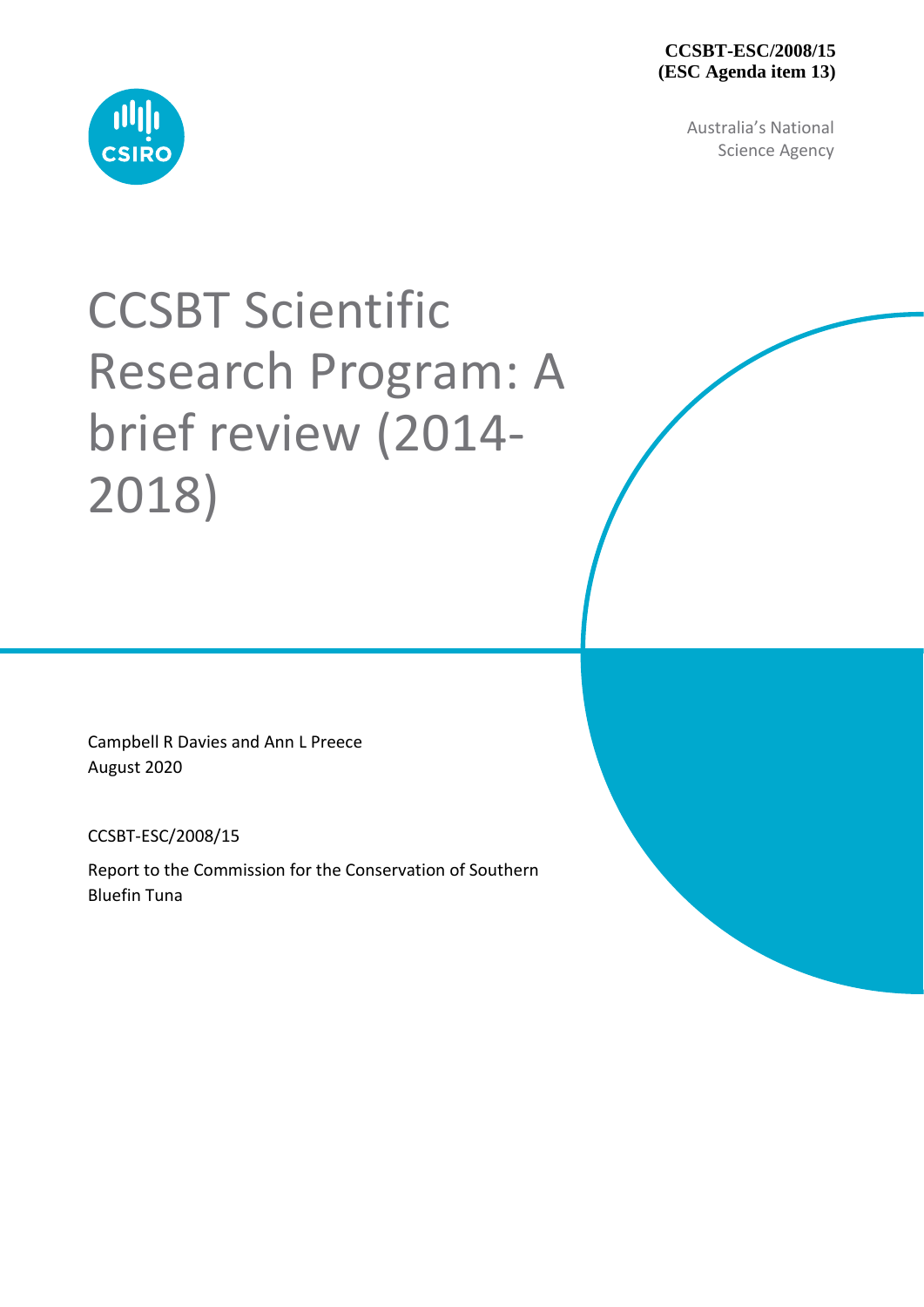**CCSBT-ESC/2008/15**
**(ESC Agenda item 13)**

Australia's National Science Agency

# CCSBT Scientific Research Program: A brief review (2014-2018)

Campbell R Davies and Ann L Preece
August 2020

CCSBT-ESC/2008/15

Report to the Commission for the Conservation of Southern Bluefin Tuna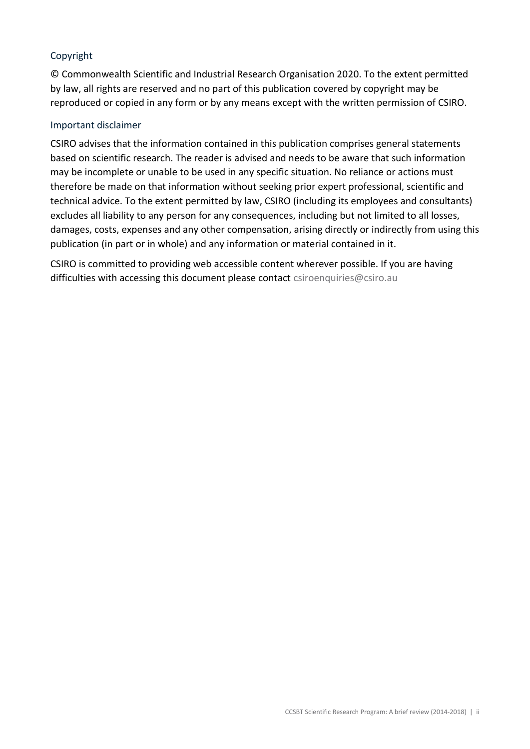## Copyright

© Commonwealth Scientific and Industrial Research Organisation 2020. To the extent permitted by law, all rights are reserved and no part of this publication covered by copyright may be reproduced or copied in any form or by any means except with the written permission of CSIRO.

## Important disclaimer

CSIRO advises that the information contained in this publication comprises general statements based on scientific research. The reader is advised and needs to be aware that such information may be incomplete or unable to be used in any specific situation. No reliance or actions must therefore be made on that information without seeking prior expert professional, scientific and technical advice. To the extent permitted by law, CSIRO (including its employees and consultants) excludes all liability to any person for any consequences, including but not limited to all losses, damages, costs, expenses and any other compensation, arising directly or indirectly from using this publication (in part or in whole) and any information or material contained in it.

CSIRO is committed to providing web accessible content wherever possible. If you are having difficulties with accessing this document please contact csiroenquiries@csiro.au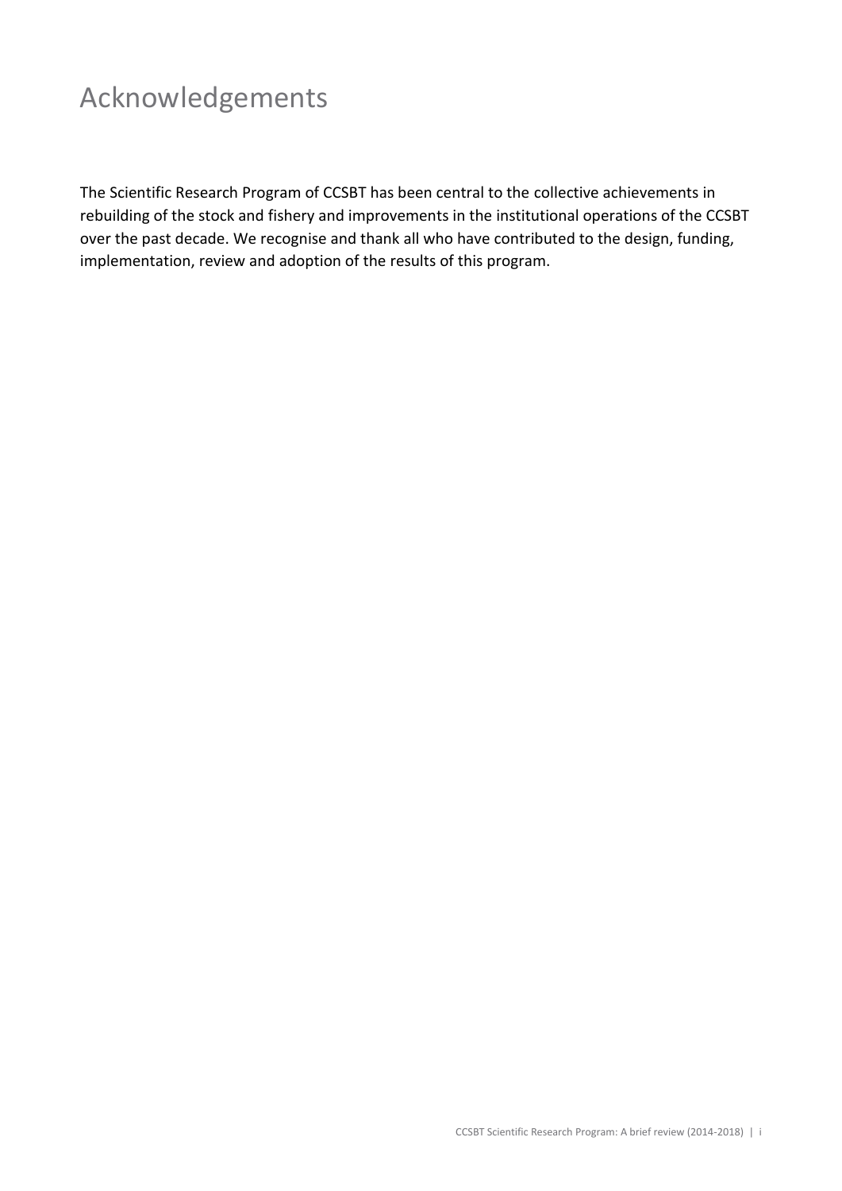# Acknowledgements

The Scientific Research Program of CCSBT has been central to the collective achievements in rebuilding of the stock and fishery and improvements in the institutional operations of the CCSBT over the past decade. We recognise and thank all who have contributed to the design, funding, implementation, review and adoption of the results of this program.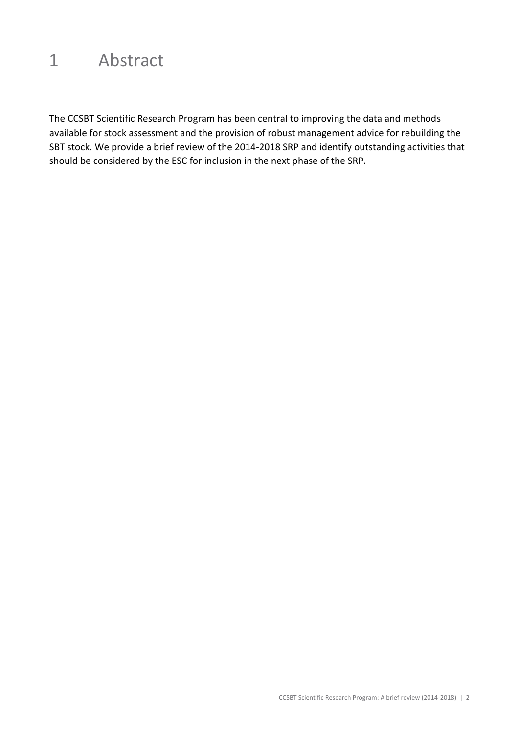# 1 Abstract

The CCSBT Scientific Research Program has been central to improving the data and methods available for stock assessment and the provision of robust management advice for rebuilding the SBT stock. We provide a brief review of the 2014-2018 SRP and identify outstanding activities that should be considered by the ESC for inclusion in the next phase of the SRP.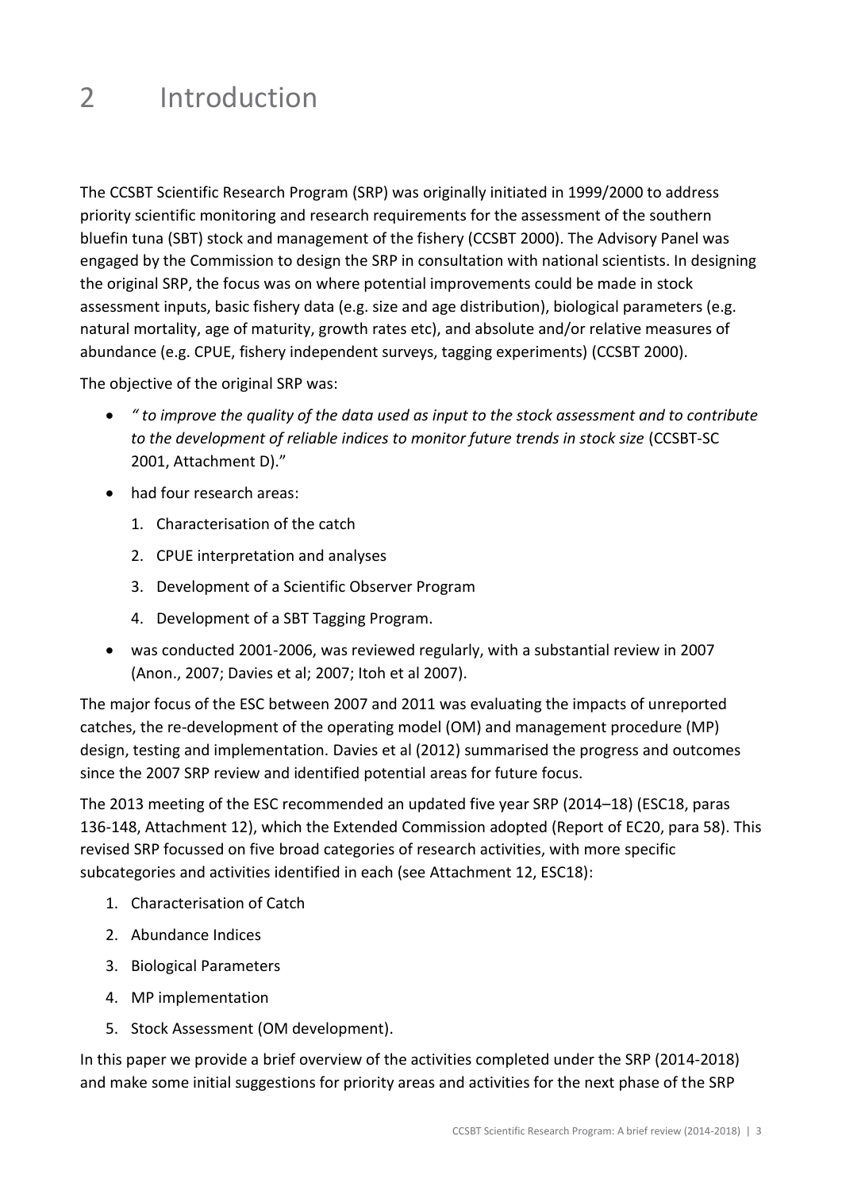# 2 Introduction

The CCSBT Scientific Research Program (SRP) was originally initiated in 1999/2000 to address priority scientific monitoring and research requirements for the assessment of the southern bluefin tuna (SBT) stock and management of the fishery (CCSBT 2000). The Advisory Panel was engaged by the Commission to design the SRP in consultation with national scientists. In designing the original SRP, the focus was on where potential improvements could be made in stock assessment inputs, basic fishery data (e.g. size and age distribution), biological parameters (e.g. natural mortality, age of maturity, growth rates etc), and absolute and/or relative measures of abundance (e.g. CPUE, fishery independent surveys, tagging experiments) (CCSBT 2000).

The objective of the original SRP was:

- *" to improve the quality of the data used as input to the stock assessment and to contribute to the development of reliable indices to monitor future trends in stock size* (CCSBT-SC 2001, Attachment D)."
- had four research areas:
  1. Characterisation of the catch
  2. CPUE interpretation and analyses
  3. Development of a Scientific Observer Program
  4. Development of a SBT Tagging Program.
- was conducted 2001-2006, was reviewed regularly, with a substantial review in 2007 (Anon., 2007; Davies et al; 2007; Itoh et al 2007).

The major focus of the ESC between 2007 and 2011 was evaluating the impacts of unreported catches, the re-development of the operating model (OM) and management procedure (MP) design, testing and implementation. Davies et al (2012) summarised the progress and outcomes since the 2007 SRP review and identified potential areas for future focus.

The 2013 meeting of the ESC recommended an updated five year SRP (2014–18) (ESC18, paras 136-148, Attachment 12), which the Extended Commission adopted (Report of EC20, para 58). This revised SRP focussed on five broad categories of research activities, with more specific subcategories and activities identified in each (see Attachment 12, ESC18):

1. Characterisation of Catch
2. Abundance Indices
3. Biological Parameters
4. MP implementation
5. Stock Assessment (OM development).

In this paper we provide a brief overview of the activities completed under the SRP (2014-2018) and make some initial suggestions for priority areas and activities for the next phase of the SRP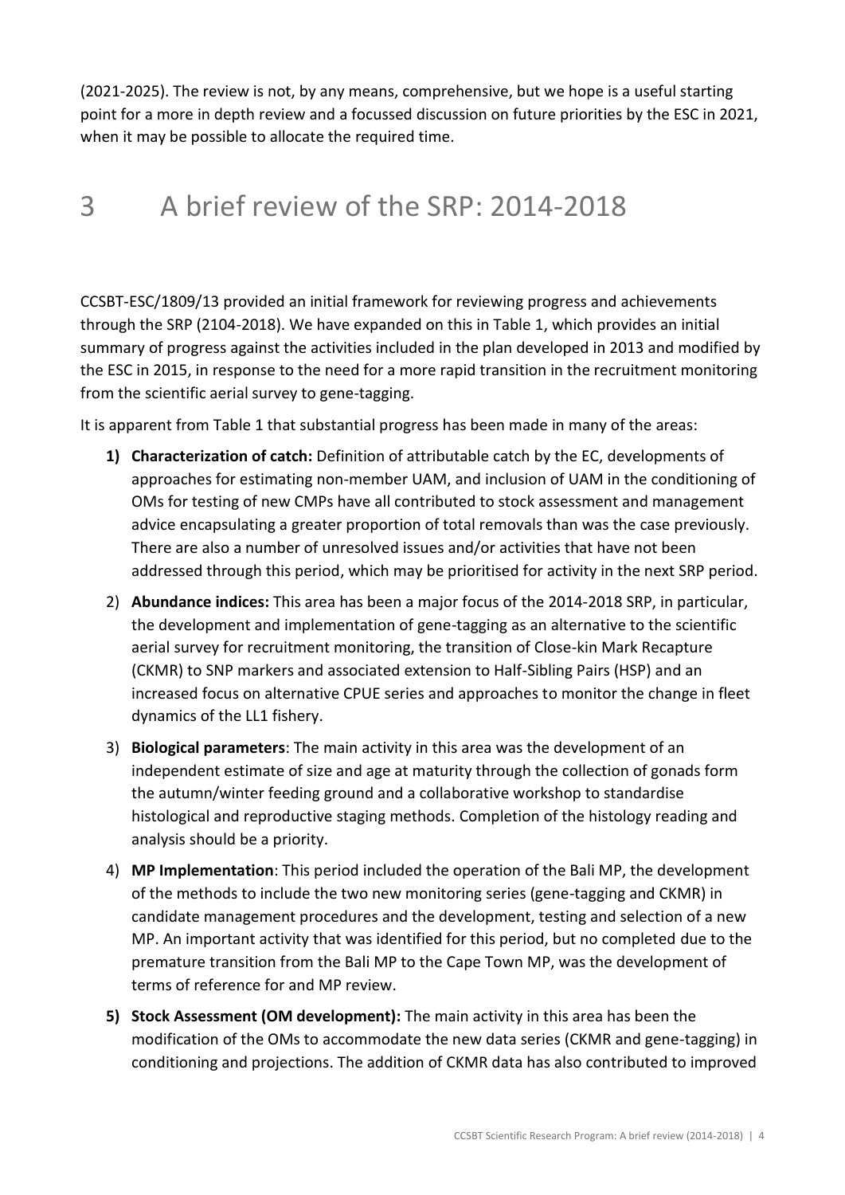(2021-2025). The review is not, by any means, comprehensive, but we hope is a useful starting point for a more in depth review and a focussed discussion on future priorities by the ESC in 2021, when it may be possible to allocate the required time.

# 3 A brief review of the SRP: 2014-2018

CCSBT-ESC/1809/13 provided an initial framework for reviewing progress and achievements through the SRP (2104-2018). We have expanded on this in Table 1, which provides an initial summary of progress against the activities included in the plan developed in 2013 and modified by the ESC in 2015, in response to the need for a more rapid transition in the recruitment monitoring from the scientific aerial survey to gene-tagging.

It is apparent from Table 1 that substantial progress has been made in many of the areas:

1) **Characterization of catch:** Definition of attributable catch by the EC, developments of approaches for estimating non-member UAM, and inclusion of UAM in the conditioning of OMs for testing of new CMPs have all contributed to stock assessment and management advice encapsulating a greater proportion of total removals than was the case previously. There are also a number of unresolved issues and/or activities that have not been addressed through this period, which may be prioritised for activity in the next SRP period.
2) **Abundance indices:** This area has been a major focus of the 2014-2018 SRP, in particular, the development and implementation of gene-tagging as an alternative to the scientific aerial survey for recruitment monitoring, the transition of Close-kin Mark Recapture (CKMR) to SNP markers and associated extension to Half-Sibling Pairs (HSP) and an increased focus on alternative CPUE series and approaches to monitor the change in fleet dynamics of the LL1 fishery.
3) **Biological parameters**: The main activity in this area was the development of an independent estimate of size and age at maturity through the collection of gonads form the autumn/winter feeding ground and a collaborative workshop to standardise histological and reproductive staging methods. Completion of the histology reading and analysis should be a priority.
4) **MP Implementation**: This period included the operation of the Bali MP, the development of the methods to include the two new monitoring series (gene-tagging and CKMR) in candidate management procedures and the development, testing and selection of a new MP. An important activity that was identified for this period, but no completed due to the premature transition from the Bali MP to the Cape Town MP, was the development of terms of reference for and MP review.
5) **Stock Assessment (OM development):** The main activity in this area has been the modification of the OMs to accommodate the new data series (CKMR and gene-tagging) in conditioning and projections. The addition of CKMR data has also contributed to improved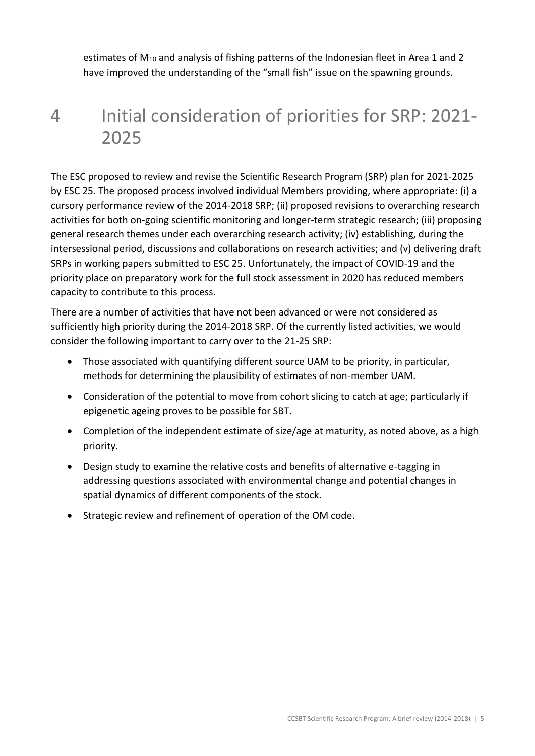estimates of $M_{10}$ and analysis of fishing patterns of the Indonesian fleet in Area 1 and 2 have improved the understanding of the "small fish" issue on the spawning grounds.

# 4 Initial consideration of priorities for SRP: 2021-2025

The ESC proposed to review and revise the Scientific Research Program (SRP) plan for 2021-2025 by ESC 25. The proposed process involved individual Members providing, where appropriate: (i) a cursory performance review of the 2014-2018 SRP; (ii) proposed revisions to overarching research activities for both on-going scientific monitoring and longer-term strategic research; (iii) proposing general research themes under each overarching research activity; (iv) establishing, during the intersessional period, discussions and collaborations on research activities; and (v) delivering draft SRPs in working papers submitted to ESC 25. Unfortunately, the impact of COVID-19 and the priority place on preparatory work for the full stock assessment in 2020 has reduced members capacity to contribute to this process.

There are a number of activities that have not been advanced or were not considered as sufficiently high priority during the 2014-2018 SRP. Of the currently listed activities, we would consider the following important to carry over to the 21-25 SRP:

- Those associated with quantifying different source UAM to be priority, in particular, methods for determining the plausibility of estimates of non-member UAM.
- Consideration of the potential to move from cohort slicing to catch at age; particularly if epigenetic ageing proves to be possible for SBT.
- Completion of the independent estimate of size/age at maturity, as noted above, as a high priority.
- Design study to examine the relative costs and benefits of alternative e-tagging in addressing questions associated with environmental change and potential changes in spatial dynamics of different components of the stock.
- Strategic review and refinement of operation of the OM code.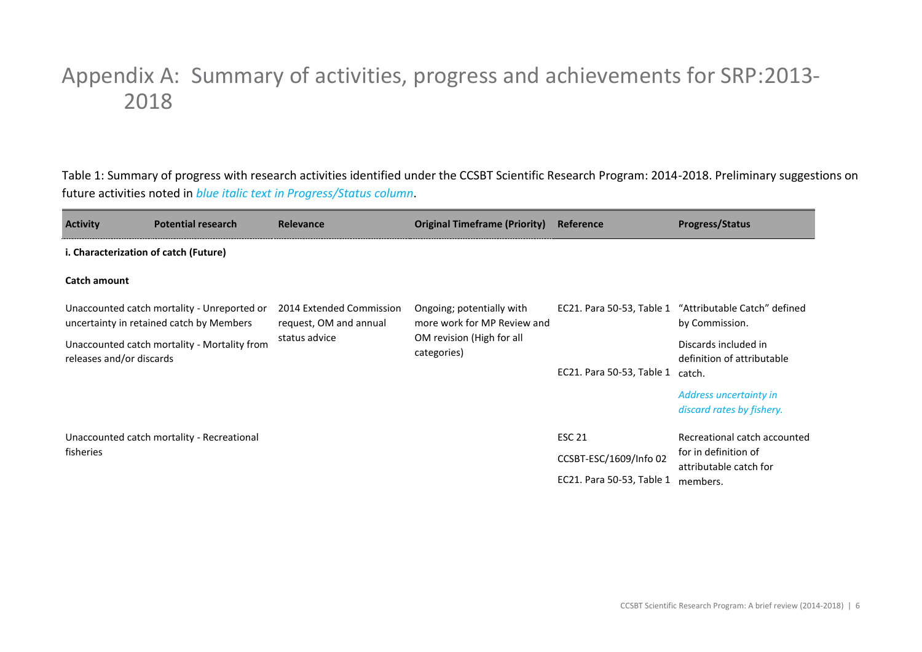# Appendix A: Summary of activities, progress and achievements for SRP:2013-2018

Table 1: Summary of progress with research activities identified under the CCSBT Scientific Research Program: 2014-2018. Preliminary suggestions on future activities noted in *blue italic text in Progress/Status column*.

| Activity | Potential research | Relevance | Original Timeframe (Priority) | Reference | Progress/Status |
|---|---|---|---|---|---|
| **i. Characterization of catch (Future)** | | | | | |
| **Catch amount** | | | | | |
| Unaccounted catch mortality - Unreported or uncertainty in retained catch by Members | | 2014 Extended Commission request, OM and annual status advice | Ongoing; potentially with more work for MP Review and OM revision (High for all categories) | EC21. Para 50-53, Table 1 | "Attributable Catch" defined by Commission. |
| Unaccounted catch mortality - Mortality from releases and/or discards | | | | EC21. Para 50-53, Table 1 | Discards included in definition of attributable catch.<br>*Address uncertainty in discard rates by fishery.* |
| Unaccounted catch mortality - Recreational fisheries | | | | ESC 21<br>CCSBT-ESC/1609/Info 02<br>EC21. Para 50-53, Table 1 | Recreational catch accounted for in definition of attributable catch for members. |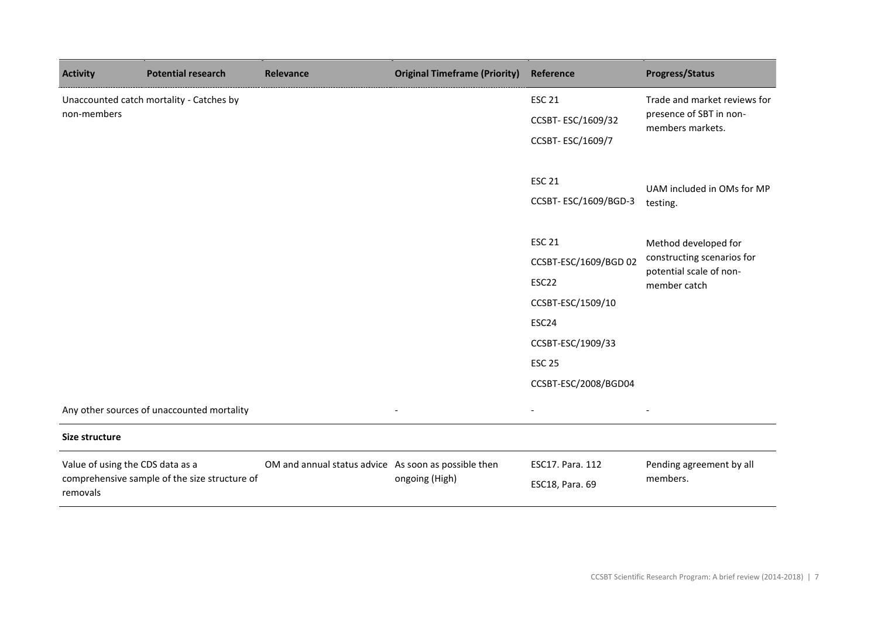| Activity | Potential research | Relevance | Original Timeframe (Priority) | Reference | Progress/Status |
|---|---|---|---|---|---|
| Unaccounted catch mortality - Catches by non-members | | | | ESC 21<br>CCSBT- ESC/1609/32<br>CCSBT- ESC/1609/7 | Trade and market reviews for presence of SBT in non-members markets. |
| | | | | ESC 21<br>CCSBT- ESC/1609/BGD-3 | UAM included in OMs for MP testing. |
| | | | | ESC 21<br>CCSBT-ESC/1609/BGD 02<br>ESC22<br>CCSBT-ESC/1509/10<br>ESC24<br>CCSBT-ESC/1909/33<br>ESC 25<br>CCSBT-ESC/2008/BGD04 | Method developed for constructing scenarios for potential scale of non-member catch |
| Any other sources of unaccounted mortality | | | - | - | - |
| **Size structure** | | | | | |
| Value of using the CDS data as a comprehensive sample of the size structure of removals | | OM and annual status advice | As soon as possible then ongoing (High) | ESC17. Para. 112<br>ESC18, Para. 69 | Pending agreement by all members. |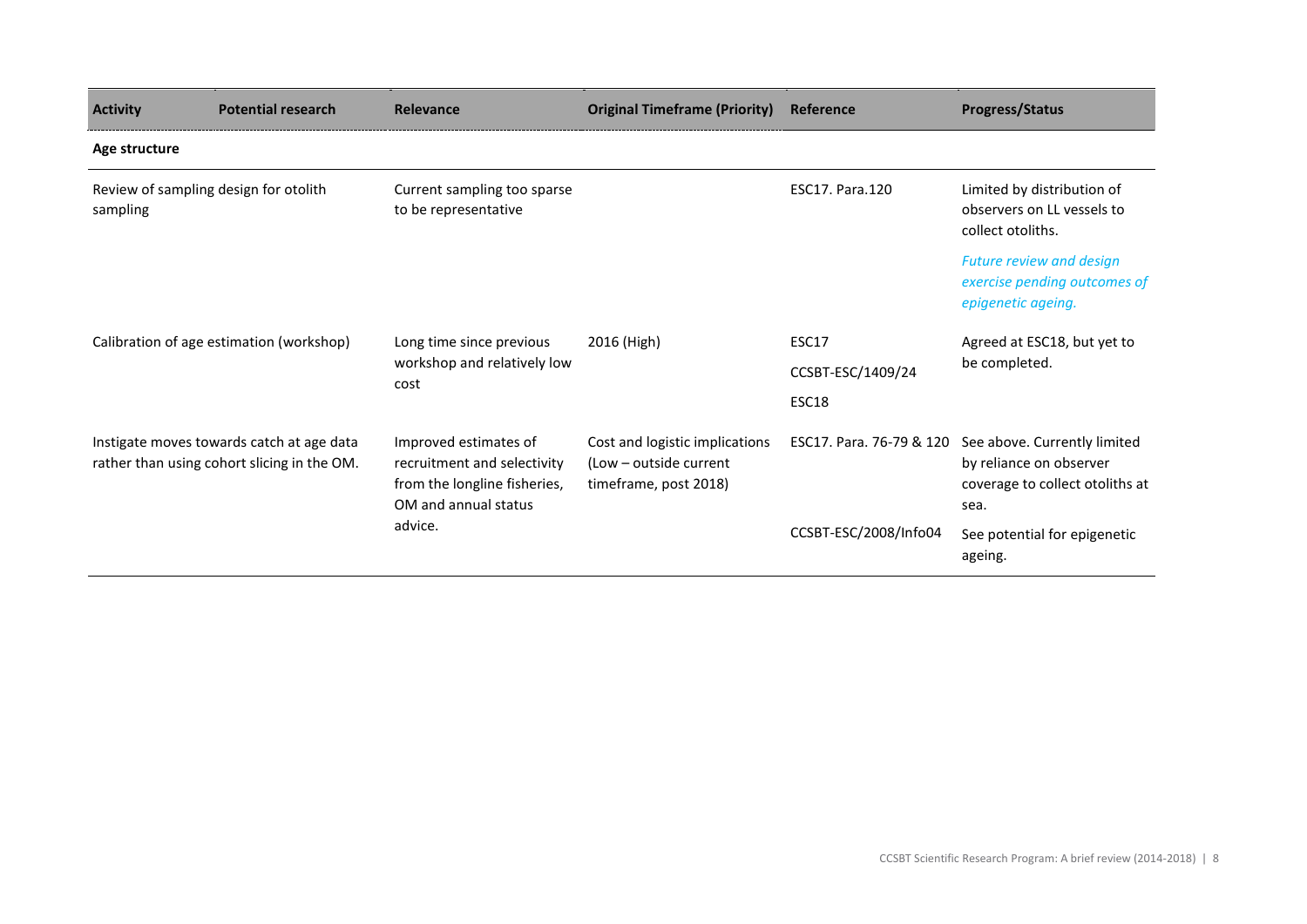| Activity | Potential research | Relevance | Original Timeframe (Priority) | Reference | Progress/Status |
|---|---|---|---|---|---|
| **Age structure** | | | | | |
| Review of sampling design for otolith sampling | | Current sampling too sparse to be representative | | ESC17. Para.120 | Limited by distribution of observers on LL vessels to collect otoliths. *Future review and design exercise pending outcomes of epigenetic ageing.* |
| Calibration of age estimation (workshop) | | Long time since previous workshop and relatively low cost | 2016 (High) | ESC17 CCSBT-ESC/1409/24 ESC18 | Agreed at ESC18, but yet to be completed. |
| Instigate moves towards catch at age data rather than using cohort slicing in the OM. | | Improved estimates of recruitment and selectivity from the longline fisheries, OM and annual status advice. | Cost and logistic implications (Low – outside current timeframe, post 2018) | ESC17. Para. 76-79 & 120 CCSBT-ESC/2008/Info04 | See above. Currently limited by reliance on observer coverage to collect otoliths at sea. See potential for epigenetic ageing. |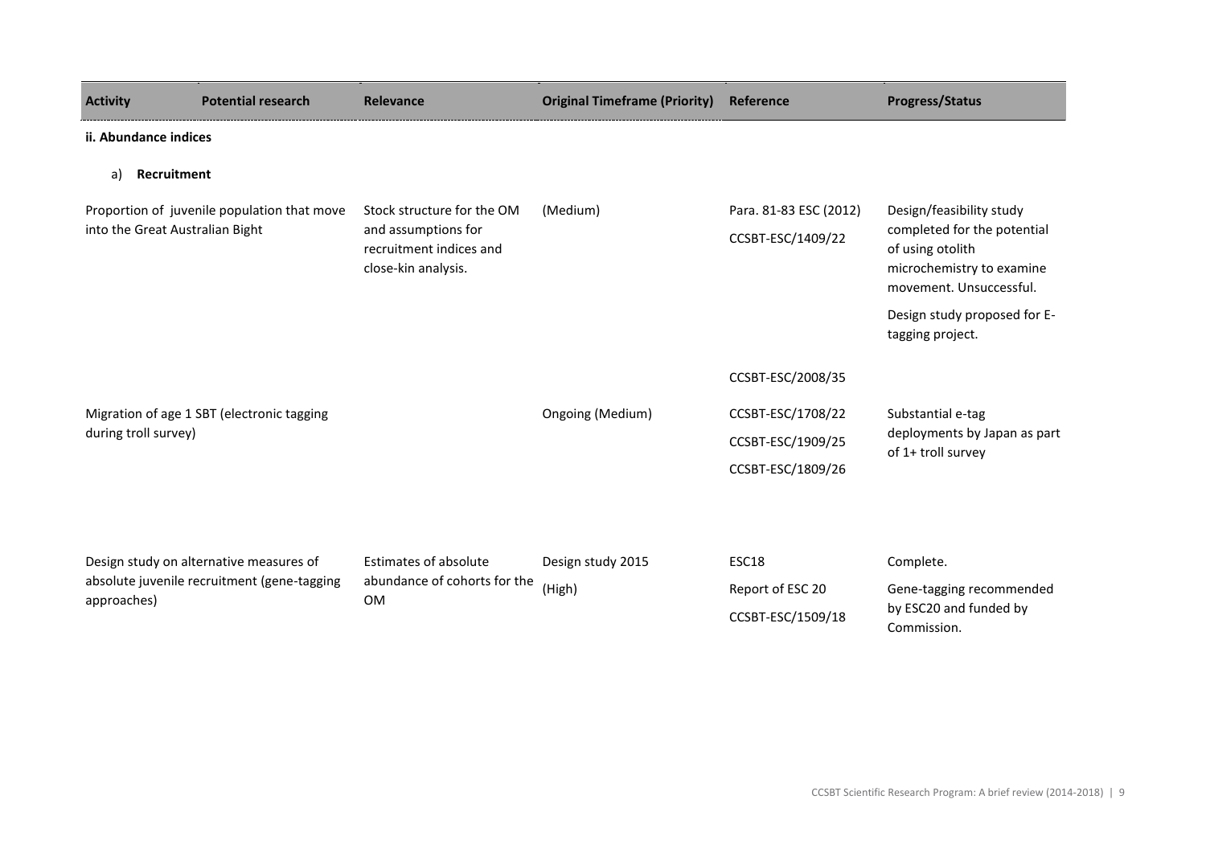| Activity | Potential research | Relevance | Original Timeframe (Priority) | Reference | Progress/Status |
|---|---|---|---|---|---|
| **ii. Abundance indices** | | | | | |
| a) **Recruitment** | | | | | |
| Proportion of juvenile population that move into the Great Australian Bight | | Stock structure for the OM and assumptions for recruitment indices and close-kin analysis. | (Medium) | Para. 81-83 ESC (2012)<br>CCSBT-ESC/1409/22 | Design/feasibility study completed for the potential of using otolith microchemistry to examine movement. Unsuccessful.<br>Design study proposed for E-tagging project. |
| Migration of age 1 SBT (electronic tagging during troll survey) | | | Ongoing (Medium) | CCSBT-ESC/2008/35<br>CCSBT-ESC/1708/22<br>CCSBT-ESC/1909/25<br>CCSBT-ESC/1809/26 | Substantial e-tag deployments by Japan as part of 1+ troll survey |
| Design study on alternative measures of absolute juvenile recruitment (gene-tagging approaches) | | Estimates of absolute abundance of cohorts for the OM | Design study 2015<br>(High) | ESC18<br>Report of ESC 20<br>CCSBT-ESC/1509/18 | Complete.<br>Gene-tagging recommended by ESC20 and funded by Commission. |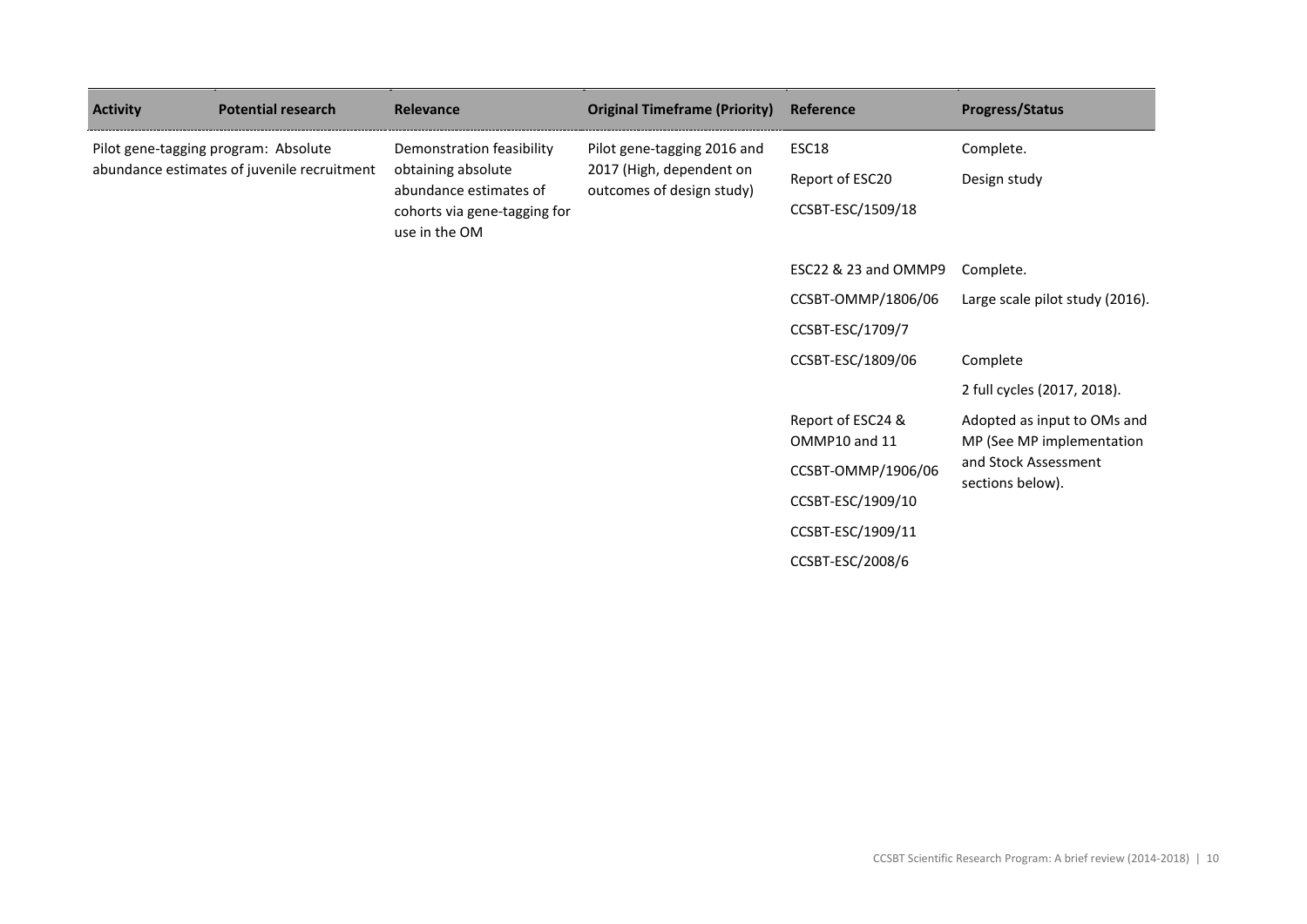| Activity | Potential research | Relevance | Original Timeframe (Priority) | Reference | Progress/Status |
|---|---|---|---|---|---|
| Pilot gene-tagging program: Absolute abundance estimates of juvenile recruitment | | Demonstration feasibility obtaining absolute abundance estimates of cohorts via gene-tagging for use in the OM | Pilot gene-tagging 2016 and 2017 (High, dependent on outcomes of design study) | ESC18<br>Report of ESC20<br>CCSBT-ESC/1509/18 | Complete.<br>Design study |
| | | | | ESC22 & 23 and OMMP9<br>CCSBT-OMMP/1806/06<br>CCSBT-ESC/1709/7 | Complete.<br>Large scale pilot study (2016). |
| | | | | CCSBT-ESC/1809/06 | Complete<br>2 full cycles (2017, 2018). |
| | | | | Report of ESC24 & OMMP10 and 11<br>CCSBT-OMMP/1906/06<br>CCSBT-ESC/1909/10<br>CCSBT-ESC/1909/11<br>CCSBT-ESC/2008/6 | Adopted as input to OMs and MP (See MP implementation and Stock Assessment sections below). |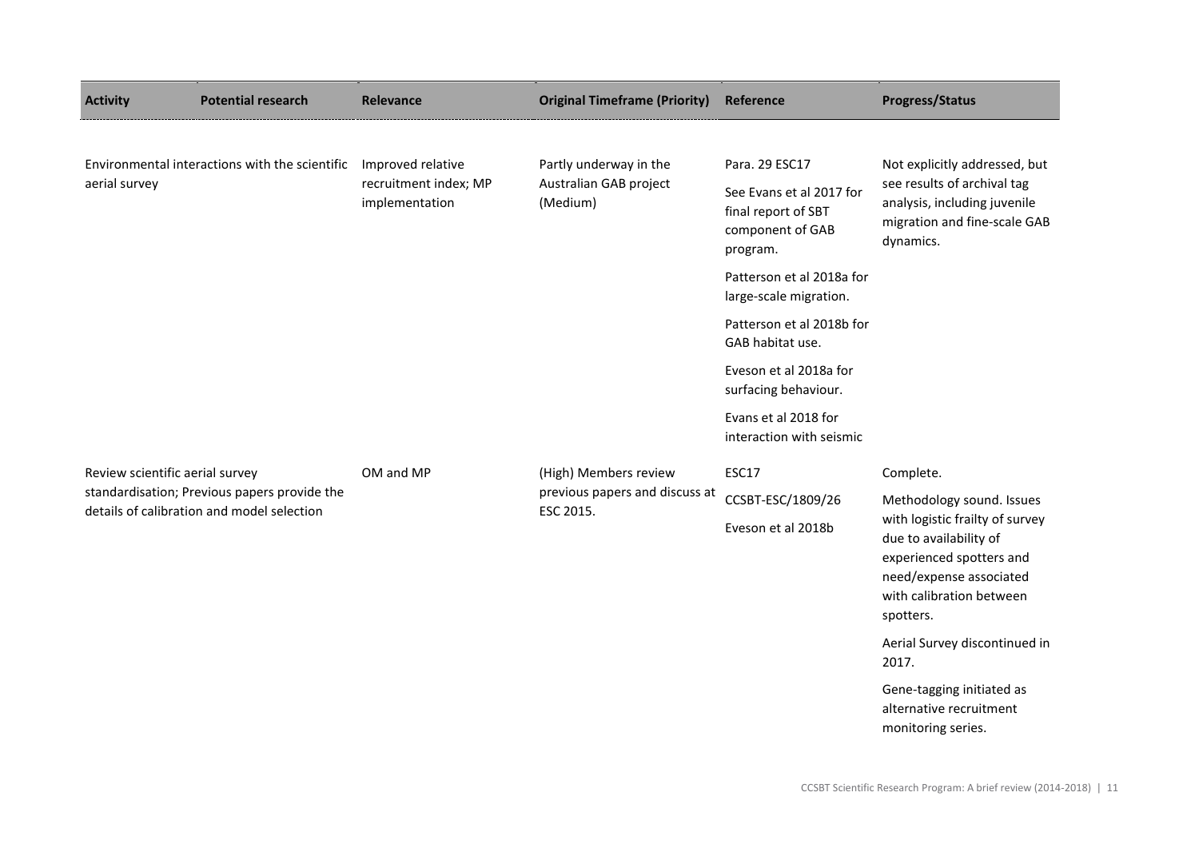| Activity | Potential research | Relevance | Original Timeframe (Priority) | Reference | Progress/Status |
|---|---|---|---|---|---|
| Environmental interactions with the scientific aerial survey | | Improved relative recruitment index; MP implementation | Partly underway in the Australian GAB project (Medium) | Para. 29 ESC17<br><br>See Evans et al 2017 for final report of SBT component of GAB program.<br><br>Patterson et al 2018a for large-scale migration.<br><br>Patterson et al 2018b for GAB habitat use.<br><br>Eveson et al 2018a for surfacing behaviour.<br><br>Evans et al 2018 for interaction with seismic | Not explicitly addressed, but see results of archival tag analysis, including juvenile migration and fine-scale GAB dynamics. |
| Review scientific aerial survey standardisation; Previous papers provide the details of calibration and model selection | | OM and MP | (High) Members review previous papers and discuss at ESC 2015. | ESC17<br><br>CCSBT-ESC/1809/26<br><br>Eveson et al 2018b | Complete.<br><br>Methodology sound. Issues with logistic frailty of survey due to availability of experienced spotters and need/expense associated with calibration between spotters.<br><br>Aerial Survey discontinued in 2017.<br><br>Gene-tagging initiated as alternative recruitment monitoring series. |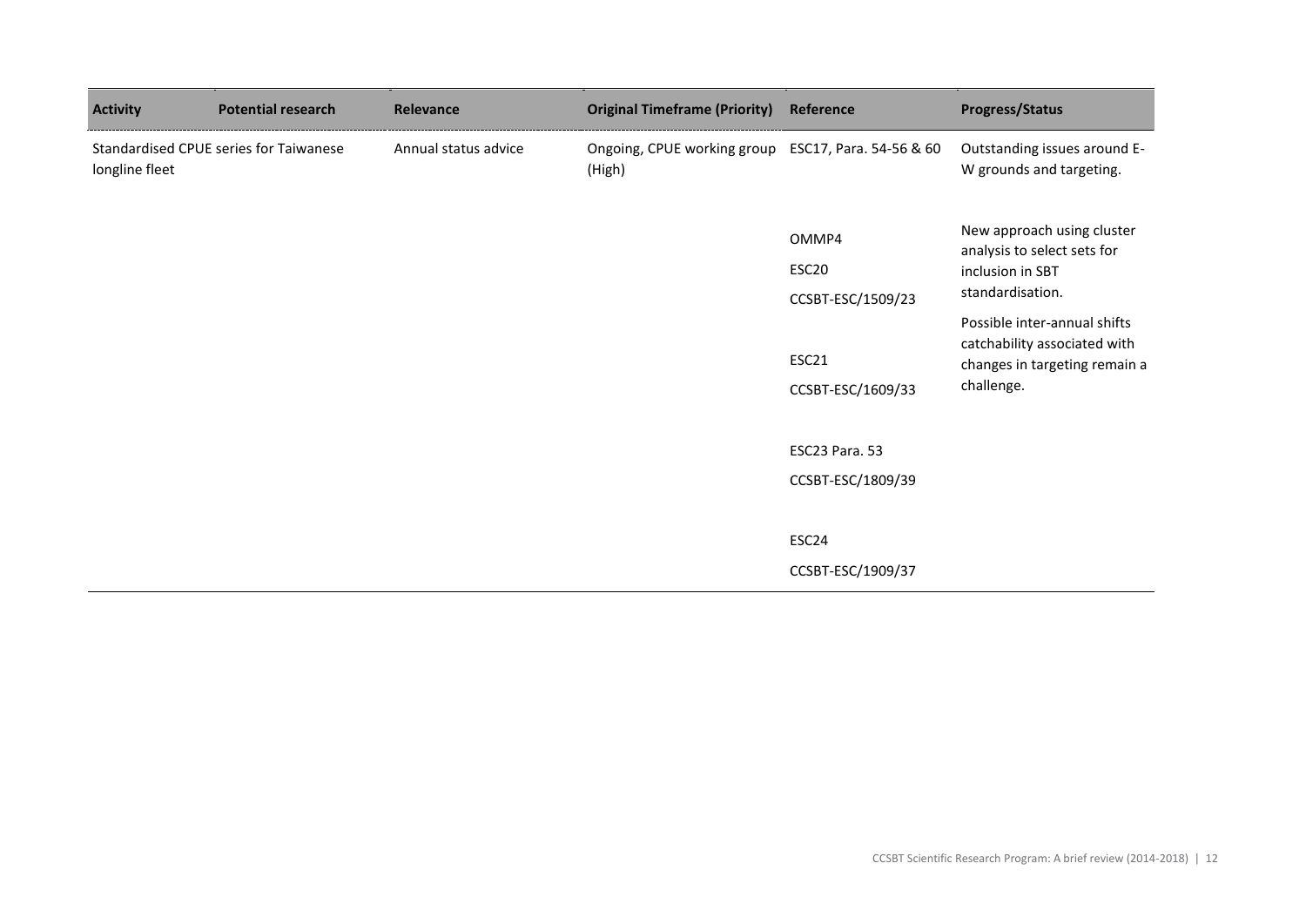| Activity | Potential research | Relevance | Original Timeframe (Priority) | Reference | Progress/Status |
|---|---|---|---|---|---|
| Standardised CPUE series for Taiwanese longline fleet | | Annual status advice | Ongoing, CPUE working group (High) | ESC17, Para. 54-56 & 60 | Outstanding issues around E-W grounds and targeting. |
| | | | | OMMP4<br>ESC20<br>CCSBT-ESC/1509/23 | New approach using cluster analysis to select sets for inclusion in SBT standardisation. |
| | | | | ESC21<br>CCSBT-ESC/1609/33 | Possible inter-annual shifts catchability associated with changes in targeting remain a challenge. |
| | | | | ESC23 Para. 53<br>CCSBT-ESC/1809/39 | |
| | | | | ESC24<br>CCSBT-ESC/1909/37 | |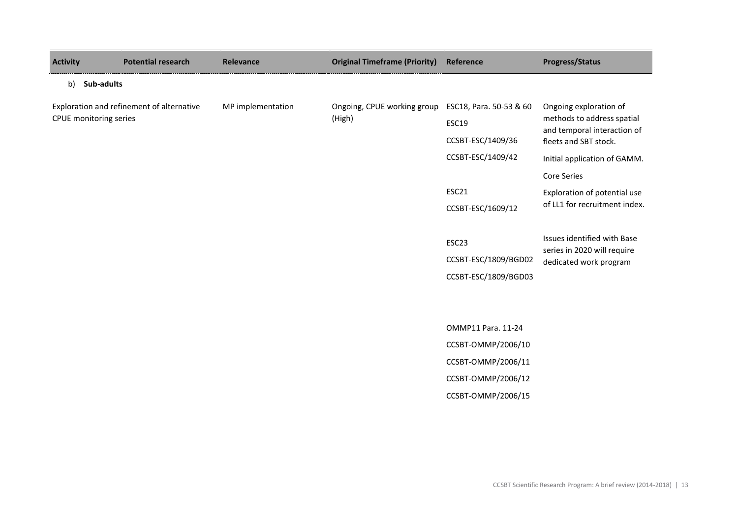| Activity | Potential research | Relevance | Original Timeframe (Priority) | Reference | Progress/Status |
|---|---|---|---|---|---|
| b) **Sub-adults** | | | | | |
| Exploration and refinement of alternative CPUE monitoring series | | MP implementation | Ongoing, CPUE working group (High) | ESC18, Para. 50-53 & 60<br>ESC19<br>CCSBT-ESC/1409/36<br>CCSBT-ESC/1409/42<br><br>ESC21<br>CCSBT-ESC/1609/12<br><br>ESC23<br>CCSBT-ESC/1809/BGD02<br>CCSBT-ESC/1809/BGD03<br><br>OMMP11 Para. 11-24<br>CCSBT-OMMP/2006/10<br>CCSBT-OMMP/2006/11<br>CCSBT-OMMP/2006/12<br>CCSBT-OMMP/2006/15 | Ongoing exploration of methods to address spatial and temporal interaction of fleets and SBT stock.<br>Initial application of GAMM.<br>Core Series<br>Exploration of potential use of LL1 for recruitment index.<br><br>Issues identified with Base series in 2020 will require dedicated work program |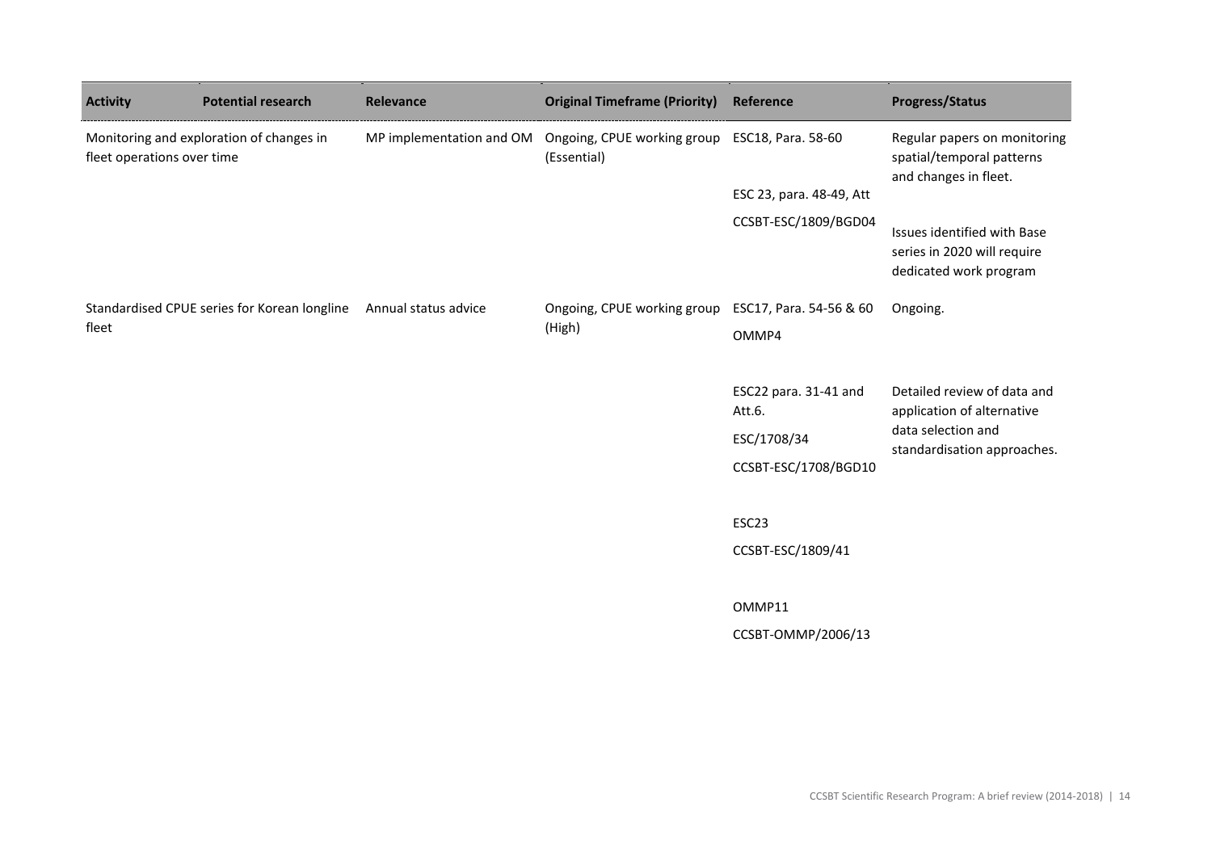| Activity | Potential research | Relevance | Original Timeframe (Priority) | Reference | Progress/Status |
|---|---|---|---|---|---|
| Monitoring and exploration of changes in fleet operations over time | | MP implementation and OM | Ongoing, CPUE working group (Essential) | ESC18, Para. 58-60<br><br>ESC 23, para. 48-49, Att<br>CCSBT-ESC/1809/BGD04 | Regular papers on monitoring spatial/temporal patterns and changes in fleet.<br><br>Issues identified with Base series in 2020 will require dedicated work program |
| Standardised CPUE series for Korean longline fleet | | Annual status advice | Ongoing, CPUE working group (High) | ESC17, Para. 54-56 & 60<br>OMMP4<br><br>ESC22 para. 31-41 and Att.6.<br>ESC/1708/34<br>CCSBT-ESC/1708/BGD10<br><br>ESC23<br>CCSBT-ESC/1809/41<br><br>OMMP11<br>CCSBT-OMMP/2006/13 | Ongoing.<br><br>Detailed review of data and application of alternative data selection and standardisation approaches. |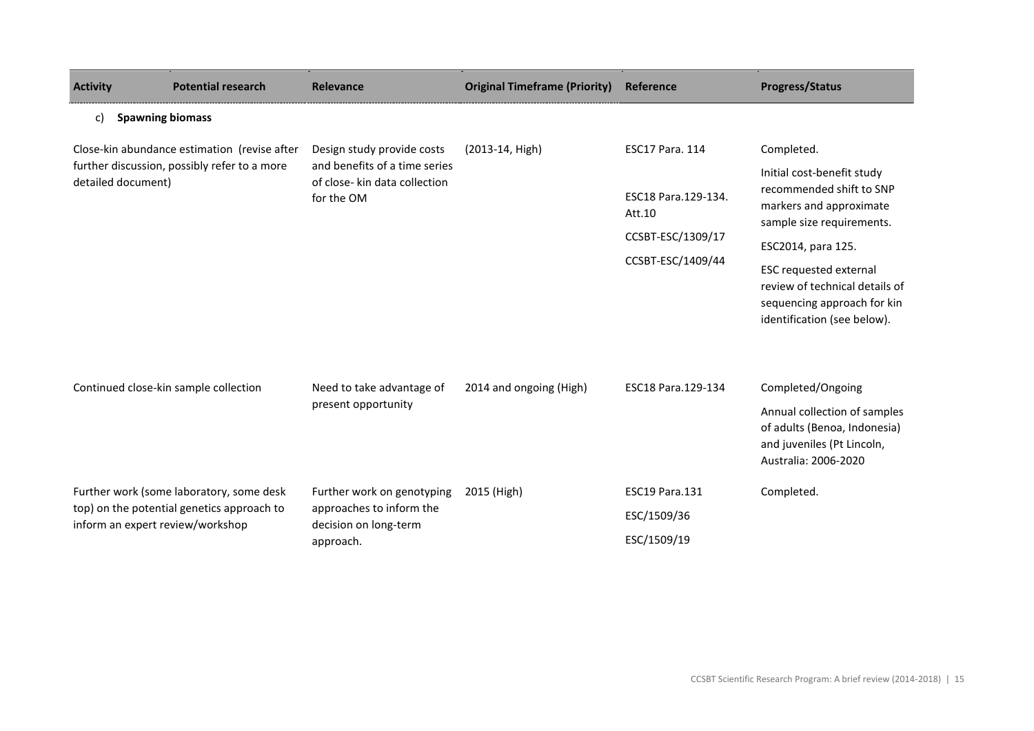| Activity | Potential research | Relevance | Original Timeframe (Priority) | Reference | Progress/Status |
|---|---|---|---|---|---|
| c) **Spawning biomass** | | | | | |
| Close-kin abundance estimation (revise after further discussion, possibly refer to a more detailed document) | | Design study provide costs and benefits of a time series of close- kin data collection for the OM | (2013-14, High) | ESC17 Para. 114<br><br>ESC18 Para.129-134. Att.10<br><br>CCSBT-ESC/1309/17<br><br>CCSBT-ESC/1409/44 | Completed.<br><br>Initial cost-benefit study recommended shift to SNP markers and approximate sample size requirements.<br><br>ESC2014, para 125.<br><br>ESC requested external review of technical details of sequencing approach for kin identification (see below). |
| Continued close-kin sample collection | | Need to take advantage of present opportunity | 2014 and ongoing (High) | ESC18 Para.129-134 | Completed/Ongoing<br><br>Annual collection of samples of adults (Benoa, Indonesia) and juveniles (Pt Lincoln, Australia: 2006-2020 |
| Further work (some laboratory, some desk top) on the potential genetics approach to inform an expert review/workshop | | Further work on genotyping approaches to inform the decision on long-term approach. | 2015 (High) | ESC19 Para.131<br><br>ESC/1509/36<br><br>ESC/1509/19 | Completed. |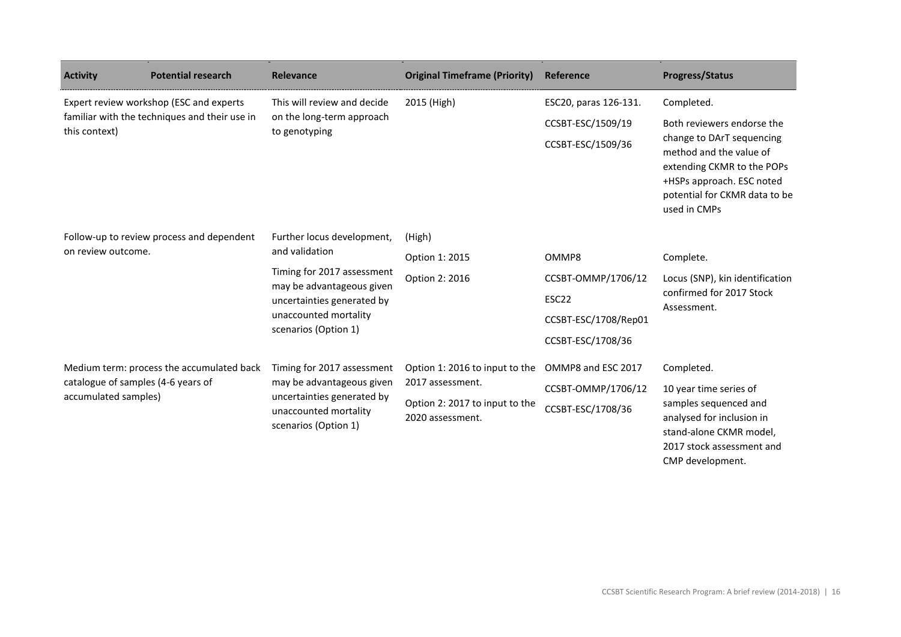| Activity | Potential research | Relevance | Original Timeframe (Priority) | Reference | Progress/Status |
|---|---|---|---|---|---|
| Expert review workshop (ESC and experts familiar with the techniques and their use in this context) | | This will review and decide on the long-term approach to genotyping | 2015 (High) | ESC20, paras 126-131.<br>CCSBT-ESC/1509/19<br>CCSBT-ESC/1509/36 | Completed.<br>Both reviewers endorse the change to DArT sequencing method and the value of extending CKMR to the POPs +HSPs approach. ESC noted potential for CKMR data to be used in CMPs |
| Follow-up to review process and dependent on review outcome. | | Further locus development, and validation<br>Timing for 2017 assessment may be advantageous given uncertainties generated by unaccounted mortality scenarios (Option 1) | (High)<br>Option 1: 2015<br>Option 2: 2016 | OMMP8<br>CCSBT-OMMP/1706/12<br>ESC22<br>CCSBT-ESC/1708/Rep01<br>CCSBT-ESC/1708/36 | Complete.<br>Locus (SNP), kin identification confirmed for 2017 Stock Assessment. |
| Medium term: process the accumulated back catalogue of samples (4-6 years of accumulated samples) | | Timing for 2017 assessment may be advantageous given uncertainties generated by unaccounted mortality scenarios (Option 1) | Option 1: 2016 to input to the 2017 assessment.<br>Option 2: 2017 to input to the 2020 assessment. | OMMP8 and ESC 2017<br>CCSBT-OMMP/1706/12<br>CCSBT-ESC/1708/36 | Completed.<br>10 year time series of samples sequenced and analysed for inclusion in stand-alone CKMR model, 2017 stock assessment and CMP development. |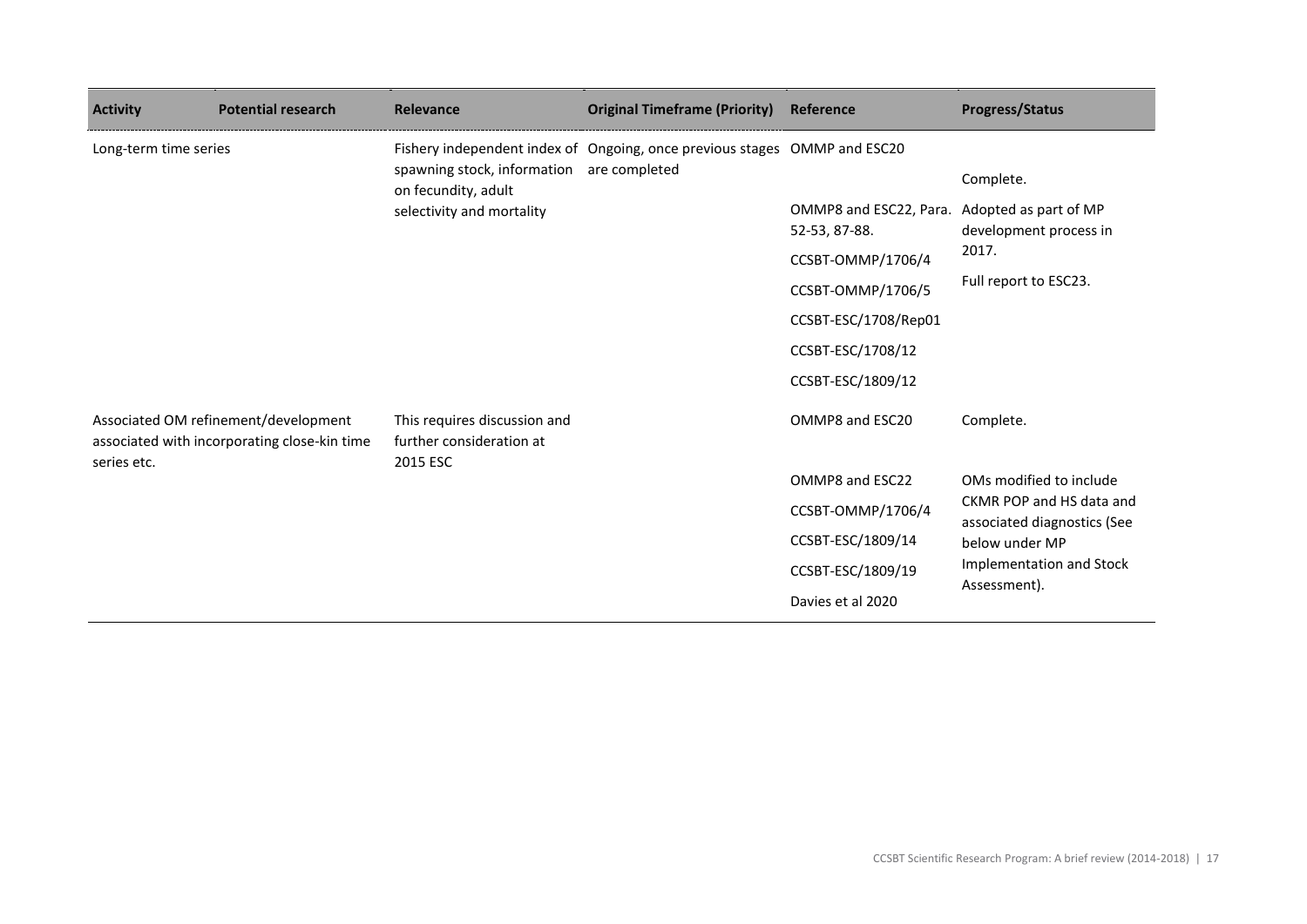| Activity | Potential research | Relevance | Original Timeframe (Priority) | Reference | Progress/Status |
|---|---|---|---|---|---|
| Long-term time series | | Fishery independent index of spawning stock, information on fecundity, adult selectivity and mortality | Ongoing, once previous stages are completed | OMMP and ESC20 | Complete. |
| | | | | OMMP8 and ESC22, Para. 52-53, 87-88.<br>CCSBT-OMMP/1706/4<br>CCSBT-OMMP/1706/5<br>CCSBT-ESC/1708/Rep01<br>CCSBT-ESC/1708/12<br>CCSBT-ESC/1809/12 | Adopted as part of MP development process in 2017.<br>Full report to ESC23. |
| Associated OM refinement/development associated with incorporating close-kin time series etc. | | This requires discussion and further consideration at 2015 ESC | | OMMP8 and ESC20 | Complete. |
| | | | | OMMP8 and ESC22<br>CCSBT-OMMP/1706/4<br>CCSBT-ESC/1809/14<br>CCSBT-ESC/1809/19<br>Davies et al 2020 | OMs modified to include CKMR POP and HS data and associated diagnostics (See below under MP Implementation and Stock Assessment). |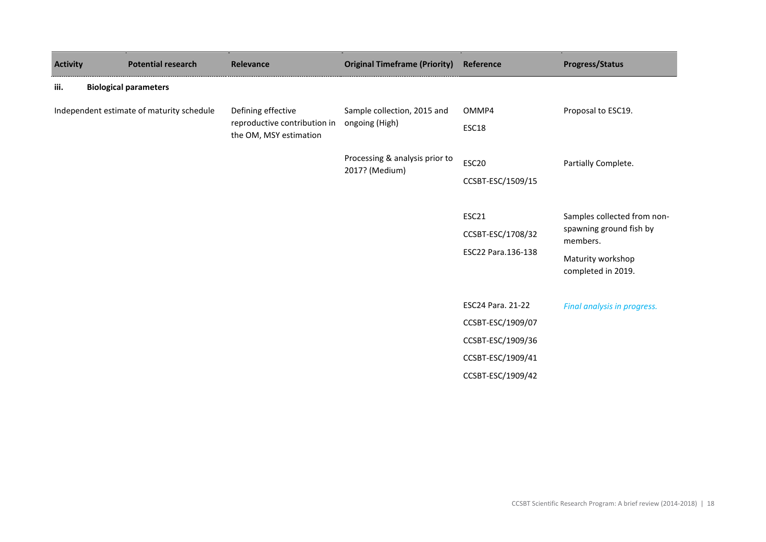| Activity | Potential research | Relevance | Original Timeframe (Priority) | Reference | Progress/Status |
|---|---|---|---|---|---|
| **iii.** | **Biological parameters** | | | | |
| Independent estimate of maturity schedule | | Defining effective reproductive contribution in the OM, MSY estimation | Sample collection, 2015 and ongoing (High) | OMMP4<br>ESC18 | Proposal to ESC19. |
| | | | Processing & analysis prior to 2017? (Medium) | ESC20<br>CCSBT-ESC/1509/15 | Partially Complete. |
| | | | | ESC21<br>CCSBT-ESC/1708/32<br>ESC22 Para.136-138 | Samples collected from non-spawning ground fish by members.<br>Maturity workshop completed in 2019. |
| | | | | ESC24 Para. 21-22<br>CCSBT-ESC/1909/07<br>CCSBT-ESC/1909/36<br>CCSBT-ESC/1909/41<br>CCSBT-ESC/1909/42 | *Final analysis in progress.* |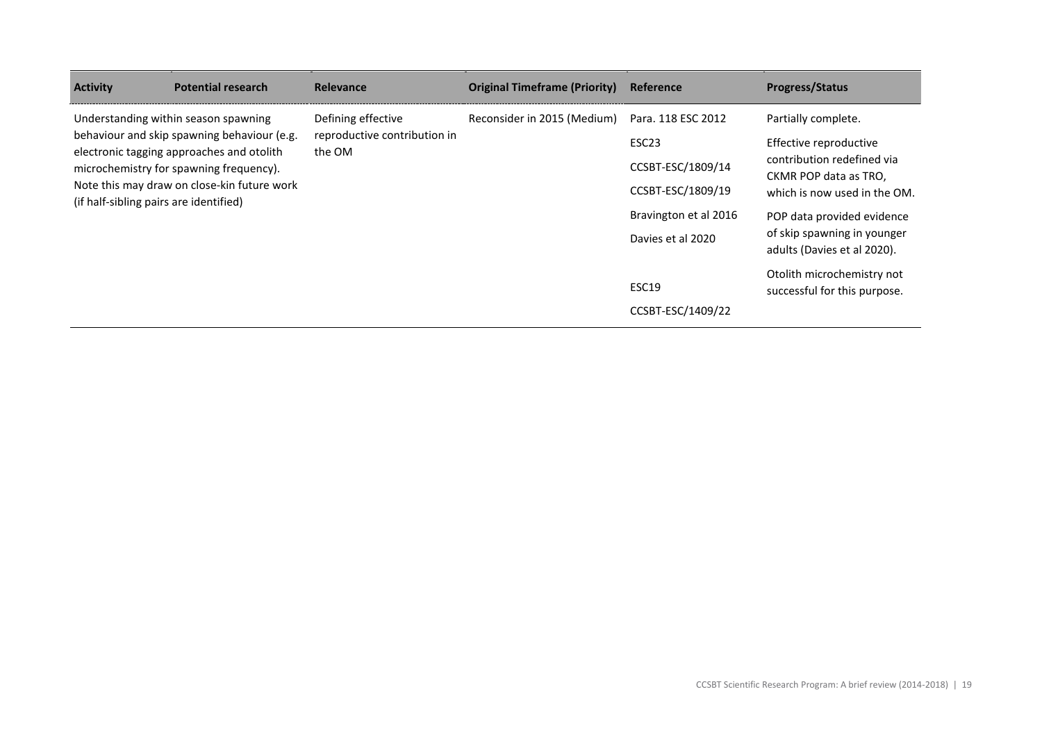| Activity | Potential research | Relevance | Original Timeframe (Priority) | Reference | Progress/Status |
|---|---|---|---|---|---|
| Understanding within season spawning behaviour and skip spawning behaviour (e.g. electronic tagging approaches and otolith microchemistry for spawning frequency). Note this may draw on close-kin future work (if half-sibling pairs are identified) | | Defining effective reproductive contribution in the OM | Reconsider in 2015 (Medium) | Para. 118 ESC 2012<br>ESC23<br>CCSBT-ESC/1809/14<br>CCSBT-ESC/1809/19<br>Bravington et al 2016<br>Davies et al 2020<br>ESC19<br>CCSBT-ESC/1409/22 | Partially complete.<br>Effective reproductive contribution redefined via CKMR POP data as TRO, which is now used in the OM.<br>POP data provided evidence of skip spawning in younger adults (Davies et al 2020).<br>Otolith microchemistry not successful for this purpose. |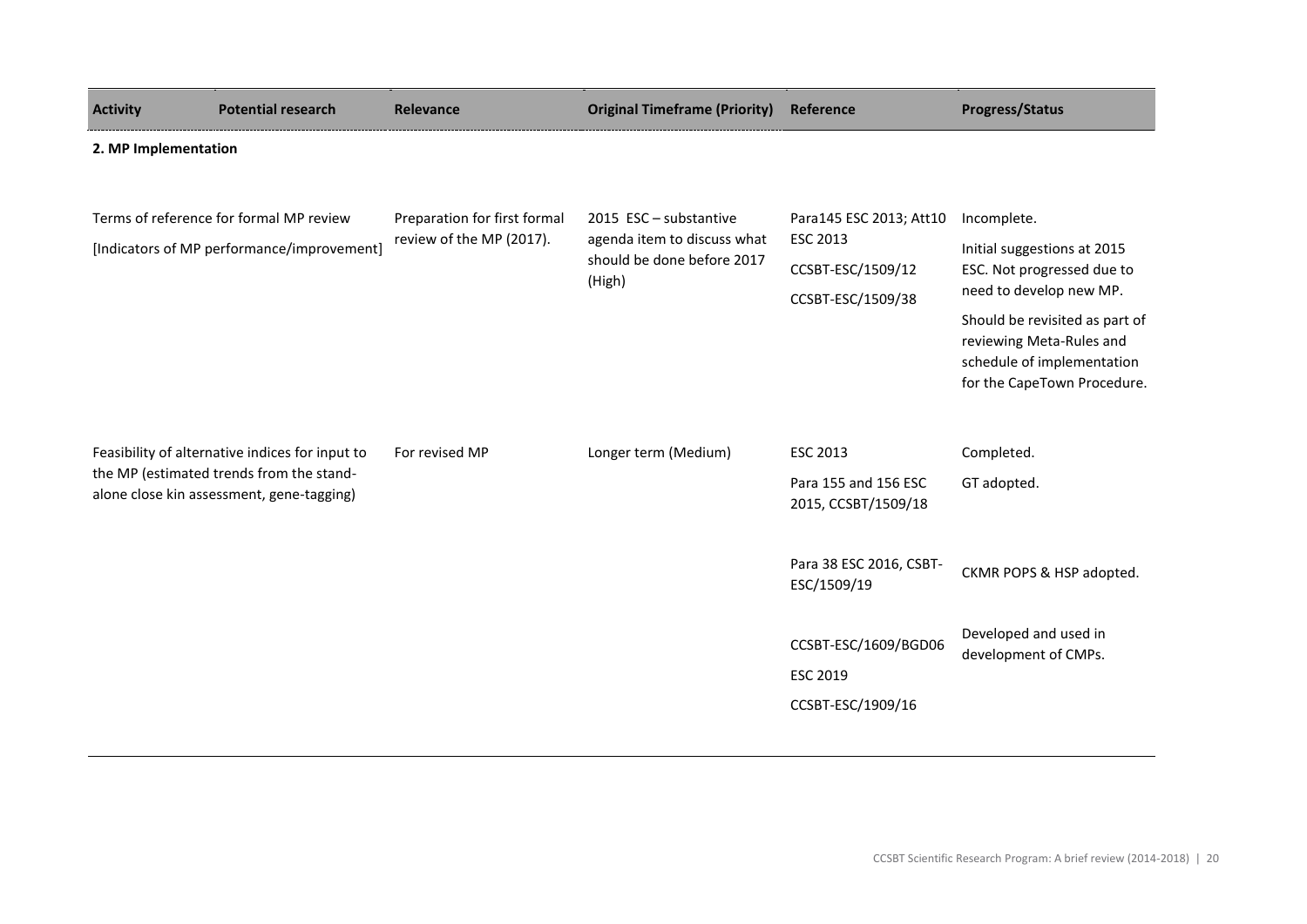| Activity | Potential research | Relevance | Original Timeframe (Priority) | Reference | Progress/Status |
|---|---|---|---|---|---|
| **2. MP Implementation** | | | | | |
| Terms of reference for formal MP review [Indicators of MP performance/improvement] | | Preparation for first formal review of the MP (2017). | 2015 ESC – substantive agenda item to discuss what should be done before 2017 (High) | Para145 ESC 2013; Att10 ESC 2013<br>CCSBT-ESC/1509/12<br>CCSBT-ESC/1509/38 | Incomplete.<br>Initial suggestions at 2015 ESC. Not progressed due to need to develop new MP.<br>Should be revisited as part of reviewing Meta-Rules and schedule of implementation for the CapeTown Procedure. |
| Feasibility of alternative indices for input to the MP (estimated trends from the stand-alone close kin assessment, gene-tagging) | | For revised MP | Longer term (Medium) | ESC 2013<br>Para 155 and 156 ESC 2015, CCSBT/1509/18 | Completed.<br>GT adopted. |
| | | | | Para 38 ESC 2016, CSBT-ESC/1509/19 | CKMR POPS & HSP adopted. |
| | | | | CCSBT-ESC/1609/BGD06<br>ESC 2019<br>CCSBT-ESC/1909/16 | Developed and used in development of CMPs. |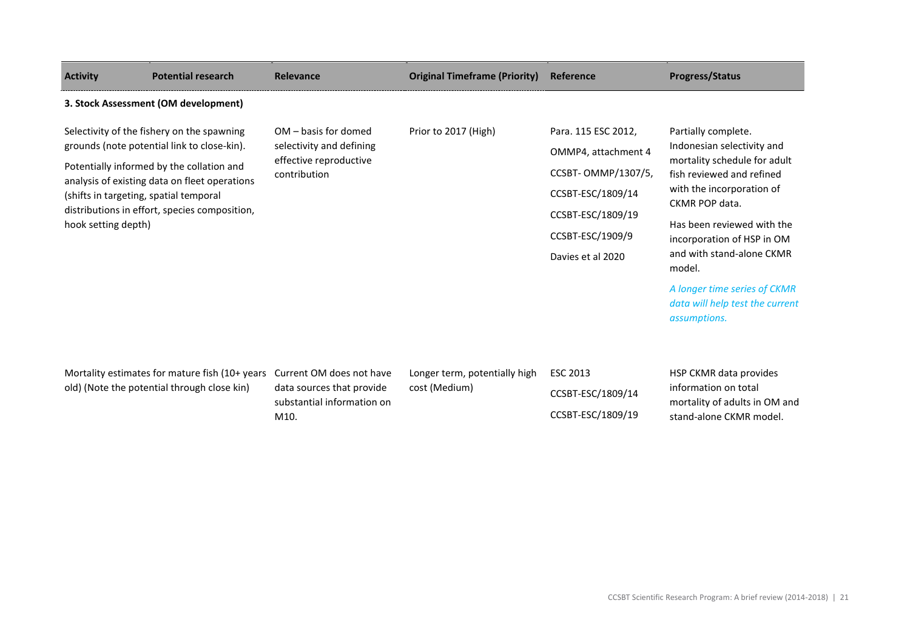| Activity | Potential research | Relevance | Original Timeframe (Priority) | Reference | Progress/Status |
|---|---|---|---|---|---|
| **3. Stock Assessment (OM development)** | | | | | |
| Selectivity of the fishery on the spawning grounds (note potential link to close-kin). Potentially informed by the collation and analysis of existing data on fleet operations (shifts in targeting, spatial temporal distributions in effort, species composition, hook setting depth) | | OM – basis for domed selectivity and defining effective reproductive contribution | Prior to 2017 (High) | Para. 115 ESC 2012, OMMP4, attachment 4 CCSBT- OMMP/1307/5, CCSBT-ESC/1809/14 CCSBT-ESC/1809/19 CCSBT-ESC/1909/9 Davies et al 2020 | Partially complete. Indonesian selectivity and mortality schedule for adult fish reviewed and refined with the incorporation of CKMR POP data. Has been reviewed with the incorporation of HSP in OM and with stand-alone CKMR model. *A longer time series of CKMR data will help test the current assumptions.* |
| Mortality estimates for mature fish (10+ years old) (Note the potential through close kin) | | Current OM does not have data sources that provide substantial information on M10. | Longer term, potentially high cost (Medium) | ESC 2013 CCSBT-ESC/1809/14 CCSBT-ESC/1809/19 | HSP CKMR data provides information on total mortality of adults in OM and stand-alone CKMR model. |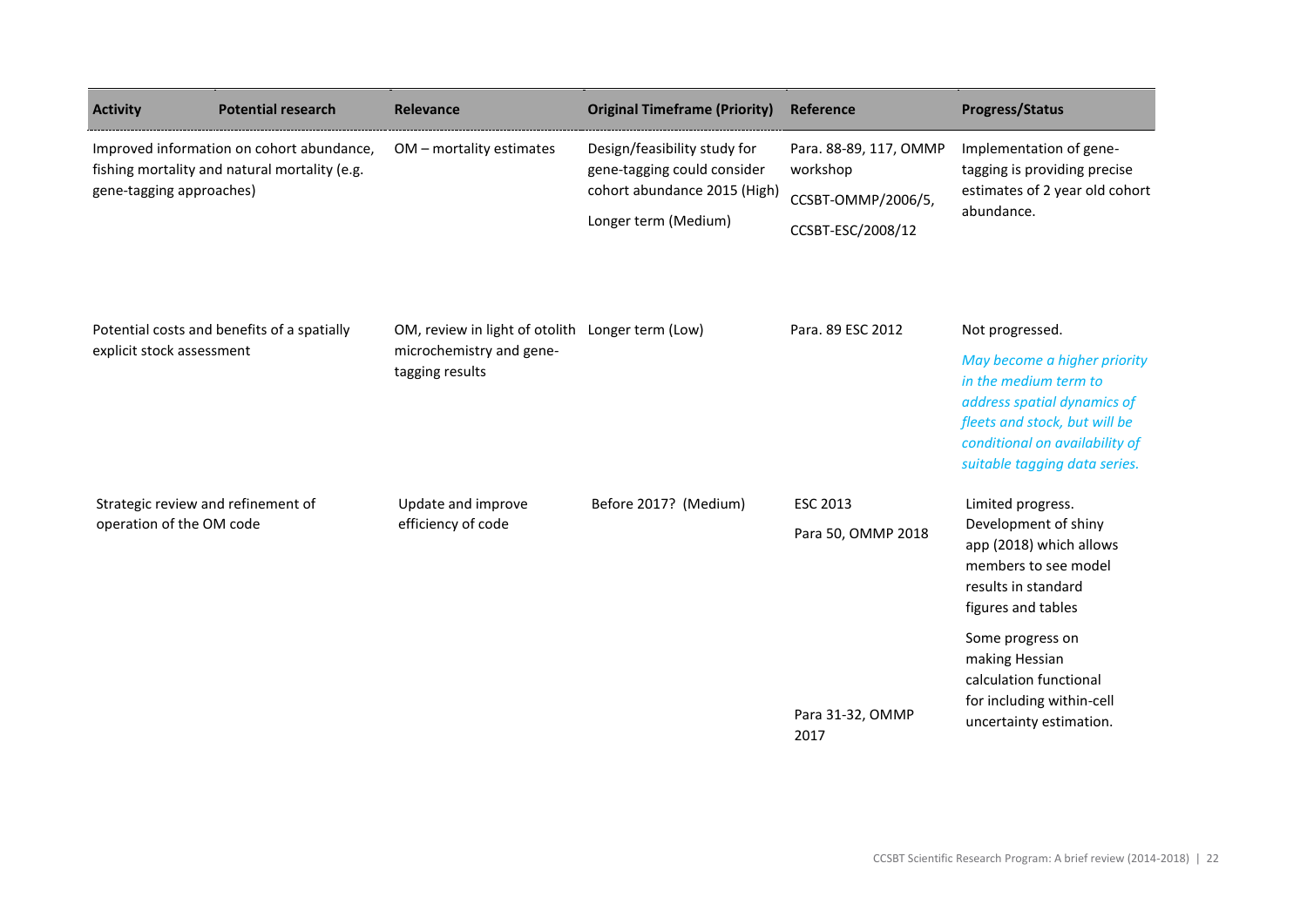| Activity | Potential research | Relevance | Original Timeframe (Priority) | Reference | Progress/Status |
|---|---|---|---|---|---|
| Improved information on cohort abundance, fishing mortality and natural mortality (e.g. gene-tagging approaches) | | OM – mortality estimates | Design/feasibility study for gene-tagging could consider cohort abundance 2015 (High)<br>Longer term (Medium) | Para. 88-89, 117, OMMP workshop<br>CCSBT-OMMP/2006/5,<br>CCSBT-ESC/2008/12 | Implementation of gene-tagging is providing precise estimates of 2 year old cohort abundance. |
| Potential costs and benefits of a spatially explicit stock assessment | | OM, review in light of otolith microchemistry and gene-tagging results | Longer term (Low) | Para. 89 ESC 2012 | Not progressed.<br>*May become a higher priority in the medium term to address spatial dynamics of fleets and stock, but will be conditional on availability of suitable tagging data series.* |
| Strategic review and refinement of operation of the OM code | | Update and improve efficiency of code | Before 2017? (Medium) | ESC 2013<br>Para 50, OMMP 2018<br>Para 31-32, OMMP 2017 | Limited progress. Development of shiny app (2018) which allows members to see model results in standard figures and tables<br>Some progress on making Hessian calculation functional for including within-cell uncertainty estimation. |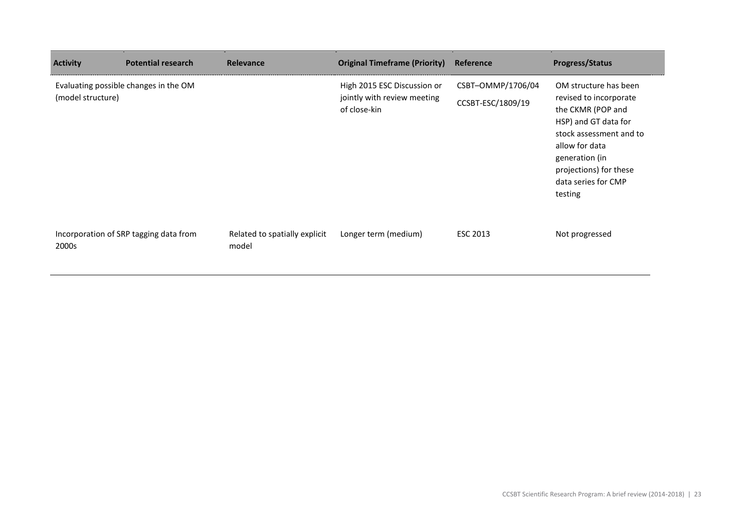| Activity | Potential research | Relevance | Original Timeframe (Priority) | Reference | Progress/Status |
|---|---|---|---|---|---|
| Evaluating possible changes in the OM (model structure) | | | High 2015 ESC Discussion or jointly with review meeting of close-kin | CSBT–OMMP/1706/04<br>CCSBT-ESC/1809/19 | OM structure has been revised to incorporate the CKMR (POP and HSP) and GT data for stock assessment and to allow for data generation (in projections) for these data series for CMP testing |
| Incorporation of SRP tagging data from 2000s | | Related to spatially explicit model | Longer term (medium) | ESC 2013 | Not progressed |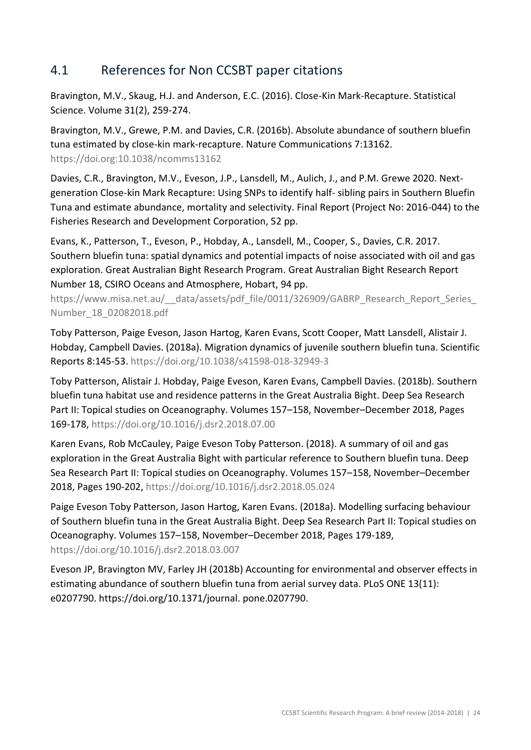## 4.1 References for Non CCSBT paper citations

Bravington, M.V., Skaug, H.J. and Anderson, E.C. (2016). Close-Kin Mark-Recapture. Statistical Science. Volume 31(2), 259-274.

Bravington, M.V., Grewe, P.M. and Davies, C.R. (2016b). Absolute abundance of southern bluefin tuna estimated by close-kin mark-recapture. Nature Communications 7:13162. https://doi.org:10.1038/ncomms13162

Davies, C.R., Bravington, M.V., Eveson, J.P., Lansdell, M., Aulich, J., and P.M. Grewe 2020. Next-generation Close-kin Mark Recapture: Using SNPs to identify half- sibling pairs in Southern Bluefin Tuna and estimate abundance, mortality and selectivity. Final Report (Project No: 2016-044) to the Fisheries Research and Development Corporation, 52 pp.

Evans, K., Patterson, T., Eveson, P., Hobday, A., Lansdell, M., Cooper, S., Davies, C.R. 2017. Southern bluefin tuna: spatial dynamics and potential impacts of noise associated with oil and gas exploration. Great Australian Bight Research Program. Great Australian Bight Research Report Number 18, CSIRO Oceans and Atmosphere, Hobart, 94 pp. https://www.misa.net.au/__data/assets/pdf_file/0011/326909/GABRP_Research_Report_Series_Number_18_02082018.pdf

Toby Patterson, Paige Eveson, Jason Hartog, Karen Evans, Scott Cooper, Matt Lansdell, Alistair J. Hobday, Campbell Davies. (2018a). Migration dynamics of juvenile southern bluefin tuna. Scientific Reports 8:145-53. https://doi.org/10.1038/s41598-018-32949-3

Toby Patterson, Alistair J. Hobday, Paige Eveson, Karen Evans, Campbell Davies. (2018b). Southern bluefin tuna habitat use and residence patterns in the Great Australia Bight. Deep Sea Research Part II: Topical studies on Oceanography. Volumes 157–158, November–December 2018, Pages 169-178, https://doi.org/10.1016/j.dsr2.2018.07.00

Karen Evans, Rob McCauley, Paige Eveson Toby Patterson. (2018). A summary of oil and gas exploration in the Great Australia Bight with particular reference to Southern bluefin tuna. Deep Sea Research Part II: Topical studies on Oceanography. Volumes 157–158, November–December 2018, Pages 190-202, https://doi.org/10.1016/j.dsr2.2018.05.024

Paige Eveson Toby Patterson, Jason Hartog, Karen Evans. (2018a). Modelling surfacing behaviour of Southern bluefin tuna in the Great Australia Bight. Deep Sea Research Part II: Topical studies on Oceanography. Volumes 157–158, November–December 2018, Pages 179-189, https://doi.org/10.1016/j.dsr2.2018.03.007

Eveson JP, Bravington MV, Farley JH (2018b) Accounting for environmental and observer effects in estimating abundance of southern bluefin tuna from aerial survey data. PLoS ONE 13(11): e0207790. https://doi.org/10.1371/journal. pone.0207790.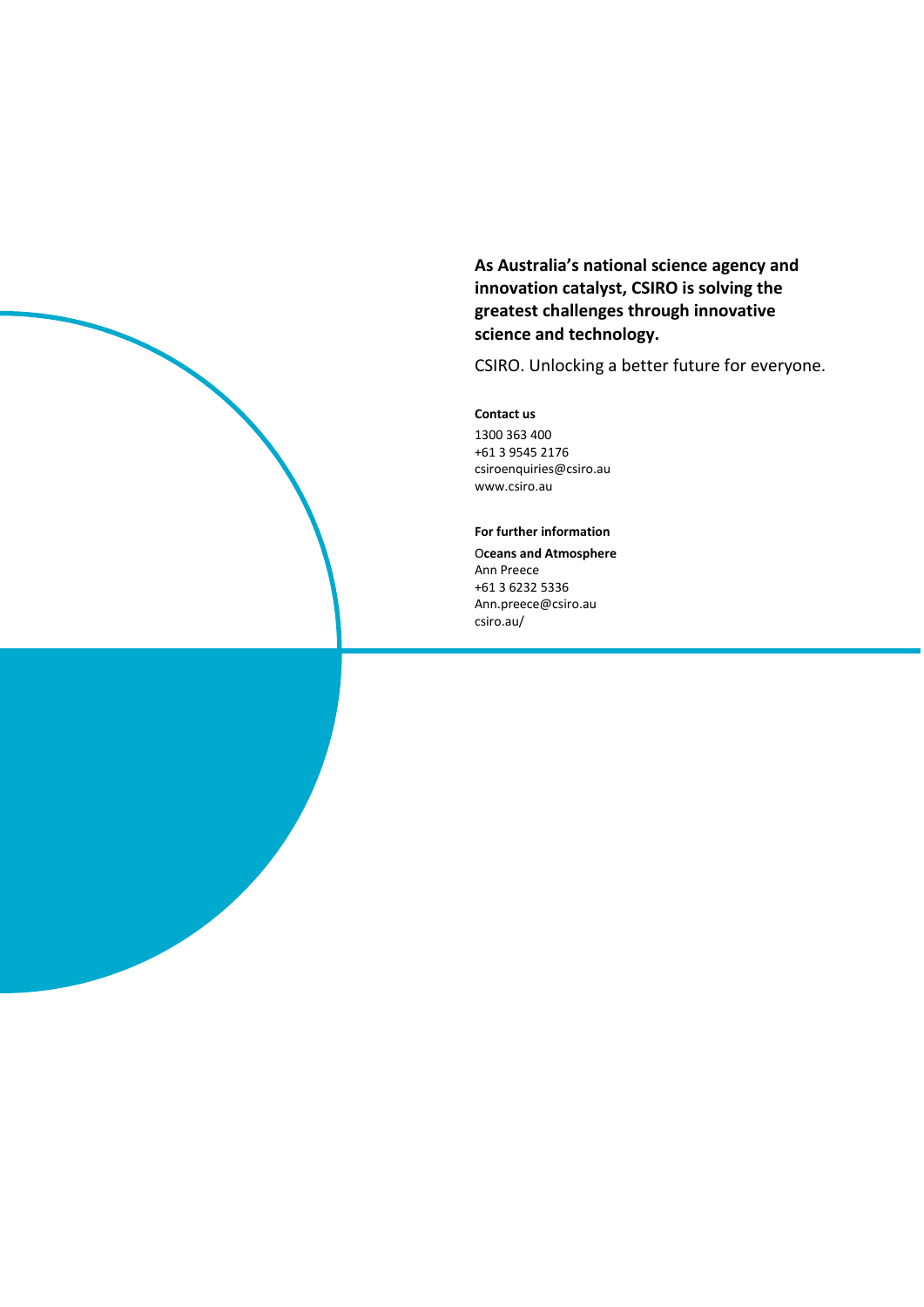**As Australia's national science agency and innovation catalyst, CSIRO is solving the greatest challenges through innovative science and technology.**

CSIRO. Unlocking a better future for everyone.

**Contact us**

1300 363 400
+61 3 9545 2176
csiroenquiries@csiro.au
www.csiro.au

**For further information**

**Oceans and Atmosphere**
Ann Preece
+61 3 6232 5336
Ann.preece@csiro.au
csiro.au/